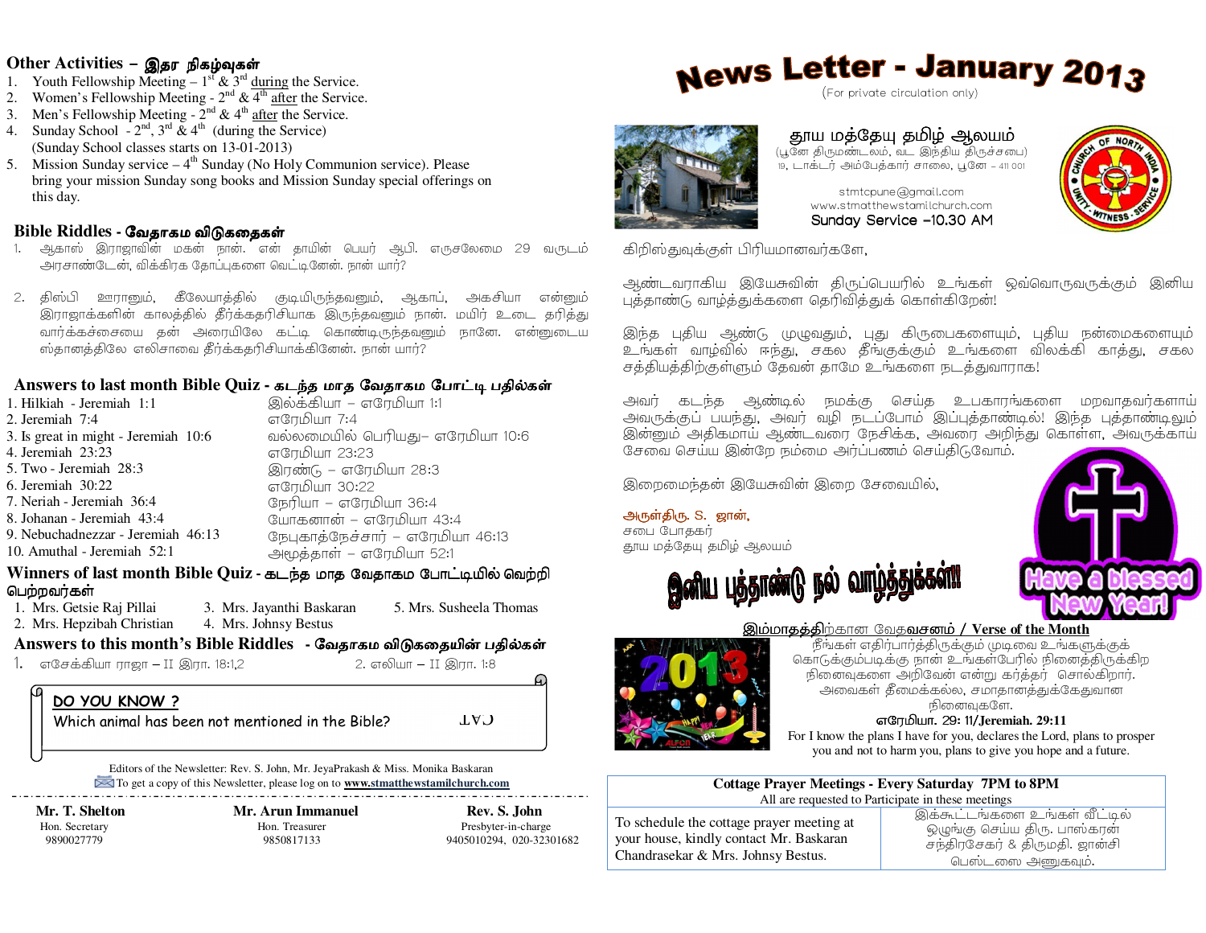# News Letter - January 2013

(For private circulation only)

## தூய மத்தேயு தமிழ் ஆலயம்

(பூனே திருமண்டலம், வட இந்திய திருச்சபை)
19, டாக்டர் அம்பேத்கார் சாலை, பூனே – 411 001

stmtcpune@gmail.com
www.stmatthewstamilchurch.com
Sunday Service –10.30 AM

கிறிஸ்துவுக்குள் பிரியமானவர்களே,

ஆண்டவராகிய இயேசுவின் திருப்பெயரில் உங்கள் ஒவ்வொருவருக்கும் இனிய புத்தாண்டு வாழ்த்துக்களை தெரிவித்துக் கொள்கிறேன்!

இந்த புதிய ஆண்டு முழுவதும், புது கிருபைகளையும், புதிய நன்மைகளையும் உங்கள் வாழ்வில் ஈந்து, சகல தீங்குக்கும் உங்களை விலக்கி காத்து, சகல சத்தியத்திற்குள்ளும் தேவன் தாமே உங்களை நடத்துவாராக!

அவர் கடந்த ஆண்டில் நமக்கு செய்த உபகாரங்களை மறவாதவர்களாய் அவருக்குப் பயந்து, அவர் வழி நடப்போம் இப்புத்தாண்டில்! இந்த புத்தாண்டிலும் இன்னும் அதிகமாய் ஆண்டவரை நேசிக்க, அவரை அறிந்து கொள்ள, அவருக்காய் சேவை செய்ய இன்றே நம்மை அர்ப்பணம் செய்திடுவோம்.

இறைமைந்தன் இயேசுவின் இறை சேவையில்,

அருள்திரு. S. ஜான்,
சபை போதகர்
தூய மத்தேயு தமிழ் ஆலயம்

**இனிய புத்தாண்டு நல் வாழ்த்துக்கள்!!**

**Have a blessed New Year!**

### இம்மாதத்திற்கான வேதவசனம் / Verse of the Month

நீங்கள் எதிர்பார்த்திருக்கும் முடிவை உங்களுக்குக் கொடுக்கும்படிக்கு நான் உங்கள்பேரில் நினைத்திருக்கிற நினைவுகளை அறிவேன் என்று கர்த்தர் சொல்கிறார். அவைகள் தீமைக்கல்ல, சமாதானத்துக்கேதுவான நினைவுகளே.

**எரேமியா. 29: 11/Jeremiah. 29:11**

For I know the plans I have for you, declares the Lord, plans to prosper you and not to harm you, plans to give you hope and a future.

| Cottage Prayer Meetings - Every Saturday 7PM to 8PM<br>All are requested to Participate in these meetings | |
|---|---|
| To schedule the cottage prayer meeting at your house, kindly contact Mr. Baskaran Chandrasekar & Mrs. Johnsy Bestus. | இக்கூட்டங்களை உங்கள் வீட்டில் ஒழுங்கு செய்ய திரு. பாஸ்கரன் சந்திரசேகர் & திருமதி. ஜான்சி பெஸ்டஸை அணுகவும். |

## Other Activities – இதர நிகழ்வுகள்

1. Youth Fellowship Meeting – 1st & 3rd during the Service.
2. Women's Fellowship Meeting - 2nd & 4th after the Service.
3. Men's Fellowship Meeting - 2nd & 4th after the Service.
4. Sunday School - 2nd, 3rd & 4th (during the Service)
   (Sunday School classes starts on 13-01-2013)
5. Mission Sunday service – 4th Sunday (No Holy Communion service). Please bring your mission Sunday song books and Mission Sunday special offerings on this day.

## Bible Riddles - வேதாகம விடுகதைகள்

1. ஆகாஸ் இராஜாவின் மகன் நான். என் தாயின் பெயர் ஆபி. எருசலேமை 29 வருடம் அரசாண்டேன், விக்கிரக தோப்புகளை வெட்டினேன். நான் யார்?

2. திஸ்பி ஊரானும், கீலேயாத்தில் குடியிருந்தவனும், ஆகாப், அகசியா என்னும் இராஜாக்களின் காலத்தில் தீர்க்கதரிசியாக இருந்தவனும் நான். மயிர் உடை தரித்து வார்க்கச்சையை தன் அரையிலே கட்டி கொண்டிருந்தவனும் நானே. என்னுடைய ஸ்தானத்திலே எலிசாவை தீர்க்கதரிசியாக்கினேன். நான் யார்?

## Answers to last month Bible Quiz - கடந்த மாத வேதாகம போட்டி பதில்கள்

| | |
|---|---|
| 1. Hilkiah - Jeremiah 1:1 | இல்க்கியா – எரேமியா 1:1 |
| 2. Jeremiah 7:4 | எரேமியா 7:4 |
| 3. Is great in might - Jeremiah 10:6 | வல்லமையில் பெரியது– எரேமியா 10:6 |
| 4. Jeremiah 23:23 | எரேமியா 23:23 |
| 5. Two - Jeremiah 28:3 | இரண்டு – எரேமியா 28:3 |
| 6. Jeremiah 30:22 | எரேமியா 30:22 |
| 7. Neriah - Jeremiah 36:4 | நேரியா – எரேமியா 36:4 |
| 8. Johanan - Jeremiah 43:4 | யோகனான் – எரேமியா 43:4 |
| 9. Nebuchadnezzar - Jeremiah 46:13 | நேபுகாத்நேச்சார் – எரேமியா 46:13 |
| 10. Amuthal - Jeremiah 52:1 | அமூத்தாள் – எரேமியா 52:1 |

## Winners of last month Bible Quiz - கடந்த மாத வேதாகம போட்டியில் வெற்றி பெற்றவர்கள்

1. Mrs. Getsie Raj Pillai
2. Mrs. Hepzibah Christian
3. Mrs. Jayanthi Baskaran
4. Mrs. Johnsy Bestus
5. Mrs. Susheela Thomas

## Answers to this month's Bible Riddles - வேதாகம விடுகதையின் பதில்கள்

1. எசேக்கியா ராஜா – II இரா. 18:1,2
2. எலியா – II இரா. 1:8

**DO YOU KNOW ?**

Which animal has been not mentioned in the Bible? ꓕɅↃ

Editors of the Newsletter: Rev. S. John, Mr. JeyaPrakash & Miss. Monika Baskaran
To get a copy of this Newsletter, please log on to **www.stmatthewstamilchurch.com**

| Mr. T. Shelton | Mr. Arun Immanuel | Rev. S. John |
|---|---|---|
| Hon. Secretary | Hon. Treasurer | Presbyter-in-charge |
| 9890027779 | 9850817133 | 9405010294, 020-32301682 |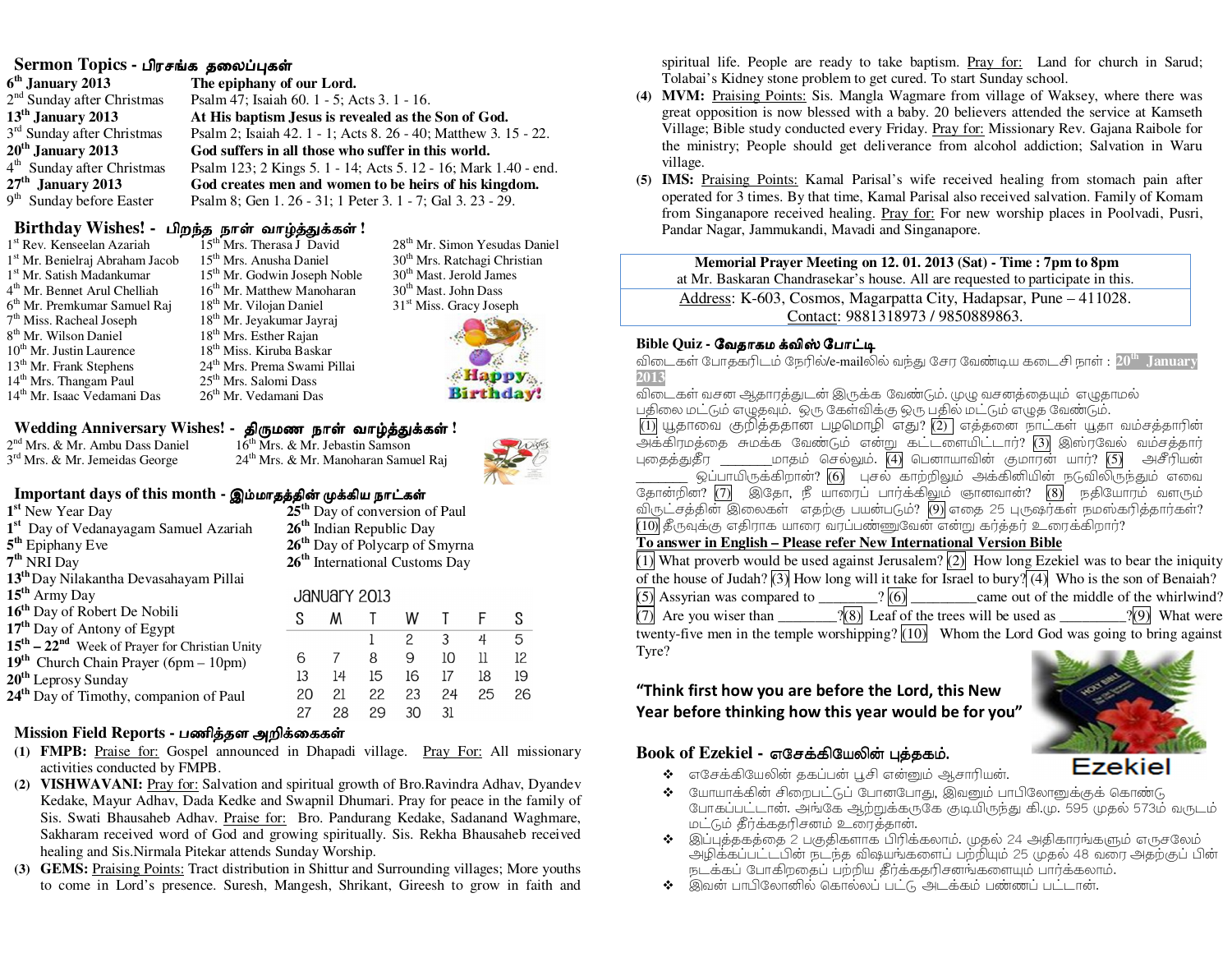## Sermon Topics - பிரசங்க தலைப்புகள்

| | |
|---|---|
| **6th January 2013** | **The epiphany of our Lord.** |
| 2nd Sunday after Christmas | Psalm 47; Isaiah 60. 1 - 5; Acts 3. 1 - 16. |
| **13th January 2013** | **At His baptism Jesus is revealed as the Son of God.** |
| 3rd Sunday after Christmas | Psalm 2; Isaiah 42. 1 - 1; Acts 8. 26 - 40; Matthew 3. 15 - 22. |
| **20th January 2013** | **God suffers in all those who suffer in this world.** |
| 4th Sunday after Christmas | Psalm 123; 2 Kings 5. 1 - 14; Acts 5. 12 - 16; Mark 1.40 - end. |
| **27th January 2013** | **God creates men and women to be heirs of his kingdom.** |
| 9th Sunday before Easter | Psalm 8; Gen 1. 26 - 31; 1 Peter 3. 1 - 7; Gal 3. 23 - 29. |

## Birthday Wishes! - பிறந்த நாள் வாழ்த்துக்கள் !

- 1st Rev. Kenseelan Azariah
- 1st Mr. Benielraj Abraham Jacob
- 1st Mr. Satish Madankumar
- 4th Mr. Bennet Arul Chelliah
- 6th Mr. Premkumar Samuel Raj
- 7th Miss. Racheal Joseph
- 8th Mr. Wilson Daniel
- 10th Mr. Justin Laurence
- 13th Mr. Frank Stephens
- 14th Mrs. Thangam Paul
- 14th Mr. Isaac Vedamani Das
- 15th Mrs. Therasa J David
- 15th Mrs. Anusha Daniel
- 15th Mr. Godwin Joseph Noble
- 16th Mr. Matthew Manoharan
- 18th Mr. Viljon Daniel
- 18th Mr. Jeyakumar Jayraj
- 18th Mrs. Esther Rajan
- 18th Miss. Kiruba Baskar
- 24th Mrs. Prema Swami Pillai
- 25th Mrs. Saloni Dass
- 26th Mr. Vedamani Das
- 28th Mr. Simon Yesudas Daniel
- 30th Mrs. Ratchagi Christian
- 30th Mast. Jerold James
- 30th Mast. John Dass
- 31st Miss. Gracy Joseph

## Wedding Anniversary Wishes! - திருமண நாள் வாழ்த்துக்கள் !

- 2nd Mrs. & Mr. Ambu Dass Daniel
- 3rd Mrs. & Mr. Jemeidas George
- 16th Mrs. & Mr. Jebastin Samson
- 24th Mrs. & Mr. Manoharan Samuel Raj

## Important days of this month - இம்மாதத்தின் முக்கிய நாட்கள்

- **1st** New Year Day
- **1st** Day of Vedanayagam Samuel Azariah
- **5th** Epiphany Eve
- **7th** NRI Day
- **13th** Day Nilakantha Devasahayam Pillai
- **15th** Army Day
- **16th** Day of Robert De Nobili
- **17th** Day of Antony of Egypt
- **15th – 22nd** Week of Prayer for Christian Unity
- **19th** Church Chain Prayer (6pm – 10pm)
- **20th** Leprosy Sunday
- **24th** Day of Timothy, companion of Paul
- **25th** Day of conversion of Paul
- **26th** Indian Republic Day
- **26th** Day of Polycarp of Smyrna
- **26th** International Customs Day

January 2013

| S | M | T | W | T | F | S |
|---|---|---|---|---|---|---|
| | | 1 | 2 | 3 | 4 | 5 |
| 6 | 7 | 8 | 9 | 10 | 11 | 12 |
| 13 | 14 | 15 | 16 | 17 | 18 | 19 |
| 20 | 21 | 22 | 23 | 24 | 25 | 26 |
| 27 | 28 | 29 | 30 | 31 | | |

## Mission Field Reports - பணித்தள அறிக்கைகள்

**(1) FMPB:** Praise for: Gospel announced in Dhapadi village. Pray For: All missionary activities conducted by FMPB.

**(2) VISHWAVANI:** Pray for: Salvation and spiritual growth of Bro.Ravindra Adhav, Dyandev Kedake, Mayur Adhav, Dada Kedke and Swapnil Dhumari. Pray for peace in the family of Sis. Swati Bhausaheb Adhav. Praise for: Bro. Pandurang Kedake, Sadanand Waghmare, Sakharam received word of God and growing spiritually. Sis. Rekha Bhausaheb received healing and Sis.Nirmala Pitekar attends Sunday Worship.

**(3) GEMS:** Praising Points: Tract distribution in Shittur and Surrounding villages; More youths to come in Lord's presence. Suresh, Mangesh, Shrikant, Gireesh to grow in faith and spiritual life. People are ready to take baptism. Pray for: Land for church in Sarud; Tolabai's Kidney stone problem to get cured. To start Sunday school.

**(4) MVM:** Praising Points: Sis. Mangla Wagmare from village of Waksey, where there was great opposition is now blessed with a baby. 20 believers attended the service at Kamseth Village; Bible study conducted every Friday. Pray for: Missionary Rev. Gajana Raibole for the ministry; People should get deliverance from alcohol addiction; Salvation in Waru village.

**(5) IMS:** Praising Points: Kamal Parisal's wife received healing from stomach pain after operated for 3 times. By that time, Kamal Parisal also received salvation. Family of Komam from Singanapore received healing. Pray for: For new worship places in Poolvadi, Pusri, Pandar Nagar, Jammukandi, Mavadi and Singanapore.

**Memorial Prayer Meeting on 12. 01. 2013 (Sat) - Time : 7pm to 8pm**
at Mr. Baskaran Chandrasekar's house. All are requested to participate in this.
Address: K-603, Cosmos, Magarpatta City, Hadapsar, Pune – 411028.
Contact: 9881318973 / 9850889863.

## Bible Quiz - வேதாகம க்விஸ் போட்டி

விடைகள் போதகரிடம் நேரில்/e-mailலில் வந்து சேர வேண்டிய கடைசி நாள் : **20th January 2013**

விடைகள் வசன ஆதாரத்துடன் இருக்க வேண்டும். முழு வசனத்தையும் எழுதாமல் பதிலை மட்டும் எழுதவும். ஒரு கேள்விக்கு ஒரு பதில் மட்டும் எழுத வேண்டும்.

(1) யூதாவை குறித்ததான பழமொழி எது? (2) எத்தனை நாட்கள் யூதா வம்சத்தாரின் அக்கிரமத்தை சுமக்க வேண்டும் என்று கட்டளையிட்டார்? (3) இஸ்ரவேல் வம்சத்தார் புதைத்துதீர ________மாதம் செல்லும். (4) பெனாயாவின் குமாரன் யார்? (5) அசீரியன் ________ ஒப்பாயிருக்கிறான்? (6) புசல் காற்றிலும் அக்கினியின் நடுவிலிருந்தும் எவை தோன்றின? (7) இதோ, நீ யாரைப் பார்க்கிலும் ஞானவான்? (8) நதியோரம் வளரும் விருட்சத்தின் இலைகள் எதற்கு பயன்படும்? (9) எதை 25 புருஷர்கள் நமஸ்கரித்தார்கள்? (10) தீருவுக்கு எதிராக யாரை வரப்பண்ணுவேன் என்று கர்த்தர் உரைக்கிறார்?

**To answer in English – Please refer New International Version Bible**

(1) What proverb would be used against Jerusalem? (2) How long Ezekiel was to bear the iniquity of the house of Judah? (3) How long will it take for Israel to bury? (4) Who is the son of Benaiah? (5) Assyrian was compared to ________? (6) ________came out of the middle of the whirlwind? (7) Are you wiser than ________? (8) Leaf of the trees will be used as ________? (9) What were twenty-five men in the temple worshipping? (10) Whom the Lord God was going to bring against Tyre?

**"Think first how you are before the Lord, this New Year before thinking how this year would be for you"**

## Book of Ezekiel - எசேக்கியேலின் புத்தகம்.

- எசேக்கியேலின் தகப்பன் பூசி என்னும் ஆசாரியன்.
- யோயாக்கின் சிறைபட்டுப் போனபோது, இவனும் பாபிலோனுக்குக் கொண்டு போகப்பட்டான். அங்கே ஆற்றுக்கருகே குடியிருந்து கி.மு. 595 முதல் 573ம் வருடம் மட்டும் தீர்க்கதரிசனம் உரைத்தான்.
- இப்புத்தகத்தை 2 பகுதிகளாக பிரிக்கலாம். முதல் 24 அதிகாரங்களும் எருசலேம் அழிக்கப்பட்டபின் நடந்த விஷயங்களைப் பற்றியும் 25 முதல் 48 வரை அதற்குப் பின் நடக்கப் போகிறதைப் பற்றிய தீர்க்கதரிசனங்களையும் பார்க்கலாம்.
- இவன் பாபிலோனில் கொல்லப் பட்டு அடக்கம் பண்ணப் பட்டான்.